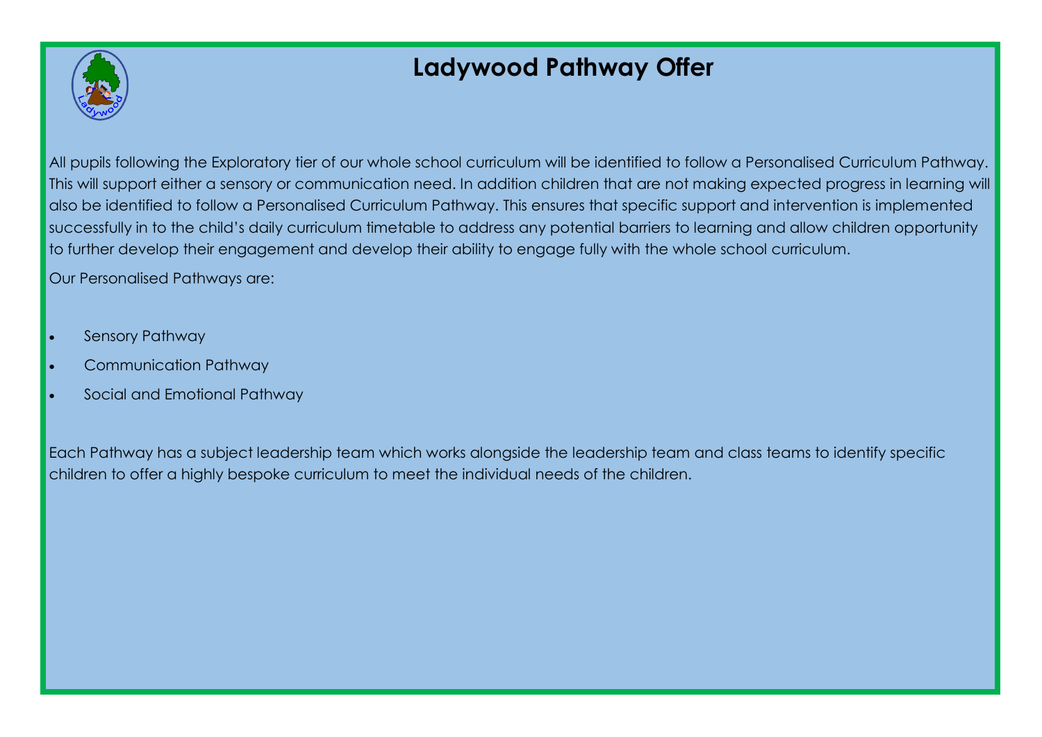# Ladywood Pathway Offer

All pupils following the Exploratory tier of our whole school curriculum will be identified to follow a Personalised Curriculum Pathway. This will support either a sensory or communication need. In addition children that are not making expected progress in learning will also be identified to follow a Personalised Curriculum Pathway. This ensures that specific support and intervention is implemented successfully in to the child's daily curriculum timetable to address any potential barriers to learning and allow children opportunity to further develop their engagement and develop their ability to engage fully with the whole school curriculum.

Our Personalised Pathways are:

- Sensory Pathway
- Communication Pathway
- Social and Emotional Pathway

Each Pathway has a subject leadership team which works alongside the leadership team and class teams to identify specific children to offer a highly bespoke curriculum to meet the individual needs of the children.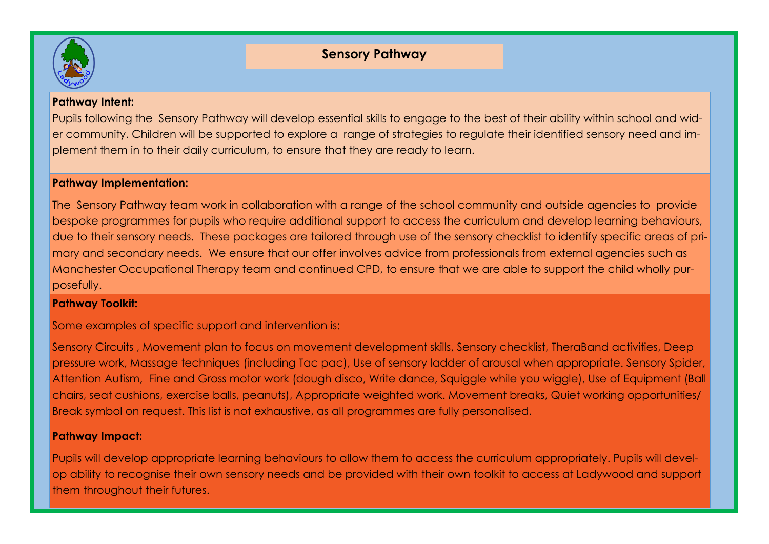# Sensory Pathway

**Pathway Intent:**

Pupils following the Sensory Pathway will develop essential skills to engage to the best of their ability within school and wider community. Children will be supported to explore a range of strategies to regulate their identified sensory need and implement them in to their daily curriculum, to ensure that they are ready to learn.

**Pathway Implementation:**

The Sensory Pathway team work in collaboration with a range of the school community and outside agencies to provide bespoke programmes for pupils who require additional support to access the curriculum and develop learning behaviours, due to their sensory needs. These packages are tailored through use of the sensory checklist to identify specific areas of primary and secondary needs. We ensure that our offer involves advice from professionals from external agencies such as Manchester Occupational Therapy team and continued CPD, to ensure that we are able to support the child wholly purposefully.

**Pathway Toolkit:**

Some examples of specific support and intervention is:

Sensory Circuits , Movement plan to focus on movement development skills, Sensory checklist, TheraBand activities, Deep pressure work, Massage techniques (including Tac pac), Use of sensory ladder of arousal when appropriate. Sensory Spider, Attention Autism, Fine and Gross motor work (dough disco, Write dance, Squiggle while you wiggle), Use of Equipment (Ball chairs, seat cushions, exercise balls, peanuts), Appropriate weighted work. Movement breaks, Quiet working opportunities/ Break symbol on request. This list is not exhaustive, as all programmes are fully personalised.

**Pathway Impact:**

Pupils will develop appropriate learning behaviours to allow them to access the curriculum appropriately. Pupils will develop ability to recognise their own sensory needs and be provided with their own toolkit to access at Ladywood and support them throughout their futures.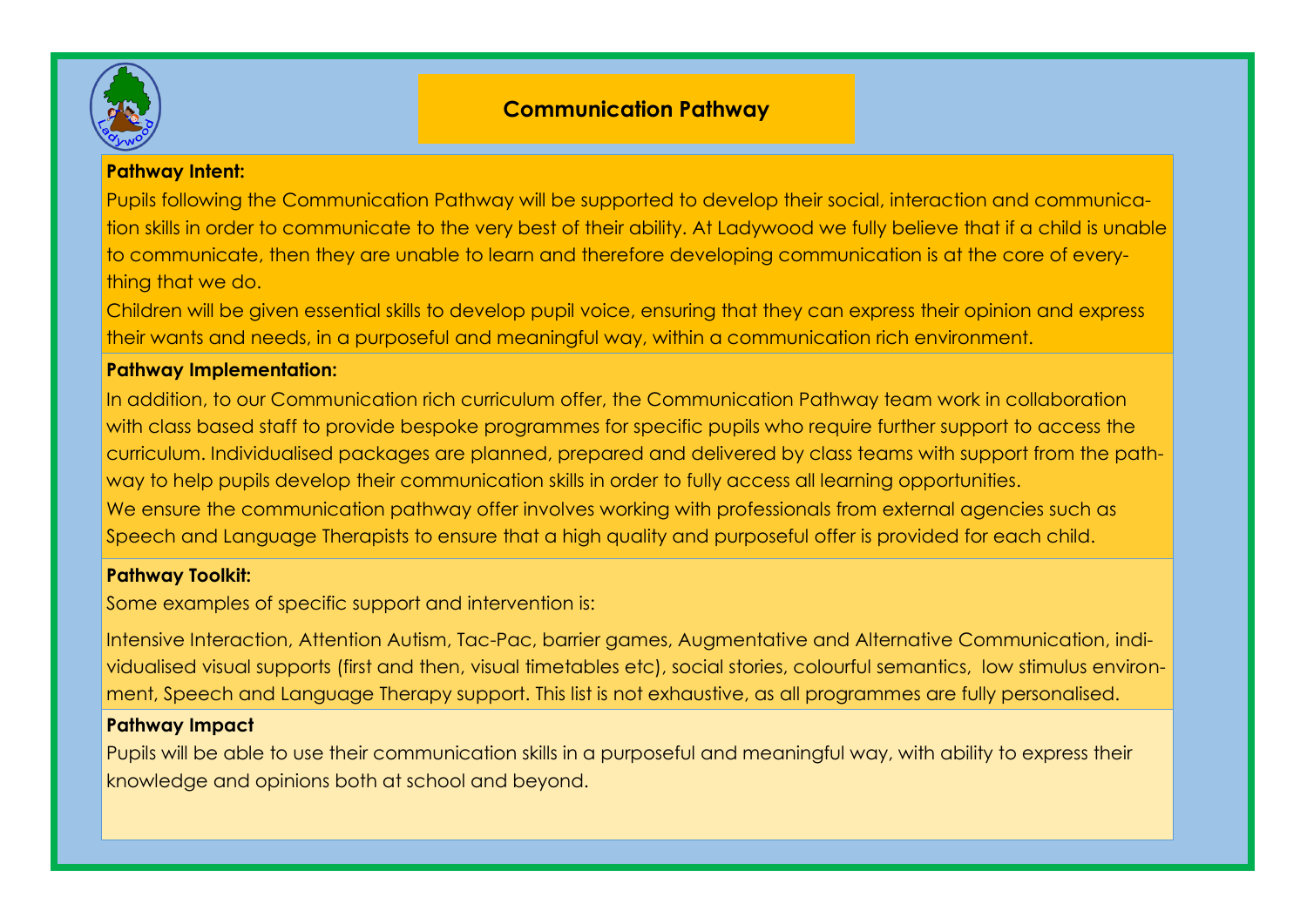# Communication Pathway

**Pathway Intent:**

Pupils following the Communication Pathway will be supported to develop their social, interaction and communication skills in order to communicate to the very best of their ability. At Ladywood we fully believe that if a child is unable to communicate, then they are unable to learn and therefore developing communication is at the core of everything that we do.

Children will be given essential skills to develop pupil voice, ensuring that they can express their opinion and express their wants and needs, in a purposeful and meaningful way, within a communication rich environment.

**Pathway Implementation:**

In addition, to our Communication rich curriculum offer, the Communication Pathway team work in collaboration with class based staff to provide bespoke programmes for specific pupils who require further support to access the curriculum. Individualised packages are planned, prepared and delivered by class teams with support from the pathway to help pupils develop their communication skills in order to fully access all learning opportunities.

We ensure the communication pathway offer involves working with professionals from external agencies such as Speech and Language Therapists to ensure that a high quality and purposeful offer is provided for each child.

**Pathway Toolkit:**

Some examples of specific support and intervention is:

Intensive Interaction, Attention Autism, Tac-Pac, barrier games, Augmentative and Alternative Communication, individualised visual supports (first and then, visual timetables etc), social stories, colourful semantics, low stimulus environment, Speech and Language Therapy support. This list is not exhaustive, as all programmes are fully personalised.

**Pathway Impact**

Pupils will be able to use their communication skills in a purposeful and meaningful way, with ability to express their knowledge and opinions both at school and beyond.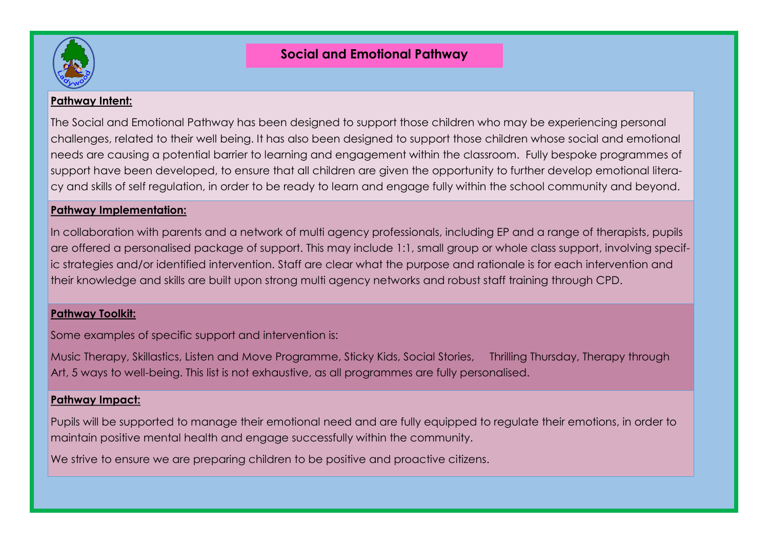# Social and Emotional Pathway

**Pathway Intent:**

The Social and Emotional Pathway has been designed to support those children who may be experiencing personal challenges, related to their well being. It has also been designed to support those children whose social and emotional needs are causing a potential barrier to learning and engagement within the classroom. Fully bespoke programmes of support have been developed, to ensure that all children are given the opportunity to further develop emotional literacy and skills of self regulation, in order to be ready to learn and engage fully within the school community and beyond.

**Pathway Implementation:**

In collaboration with parents and a network of multi agency professionals, including EP and a range of therapists, pupils are offered a personalised package of support. This may include 1:1, small group or whole class support, involving specific strategies and/or identified intervention. Staff are clear what the purpose and rationale is for each intervention and their knowledge and skills are built upon strong multi agency networks and robust staff training through CPD.

**Pathway Toolkit:**

Some examples of specific support and intervention is:

Music Therapy, Skillastics, Listen and Move Programme, Sticky Kids, Social Stories, Thrilling Thursday, Therapy through Art, 5 ways to well-being. This list is not exhaustive, as all programmes are fully personalised.

**Pathway Impact:**

Pupils will be supported to manage their emotional need and are fully equipped to regulate their emotions, in order to maintain positive mental health and engage successfully within the community.

We strive to ensure we are preparing children to be positive and proactive citizens.